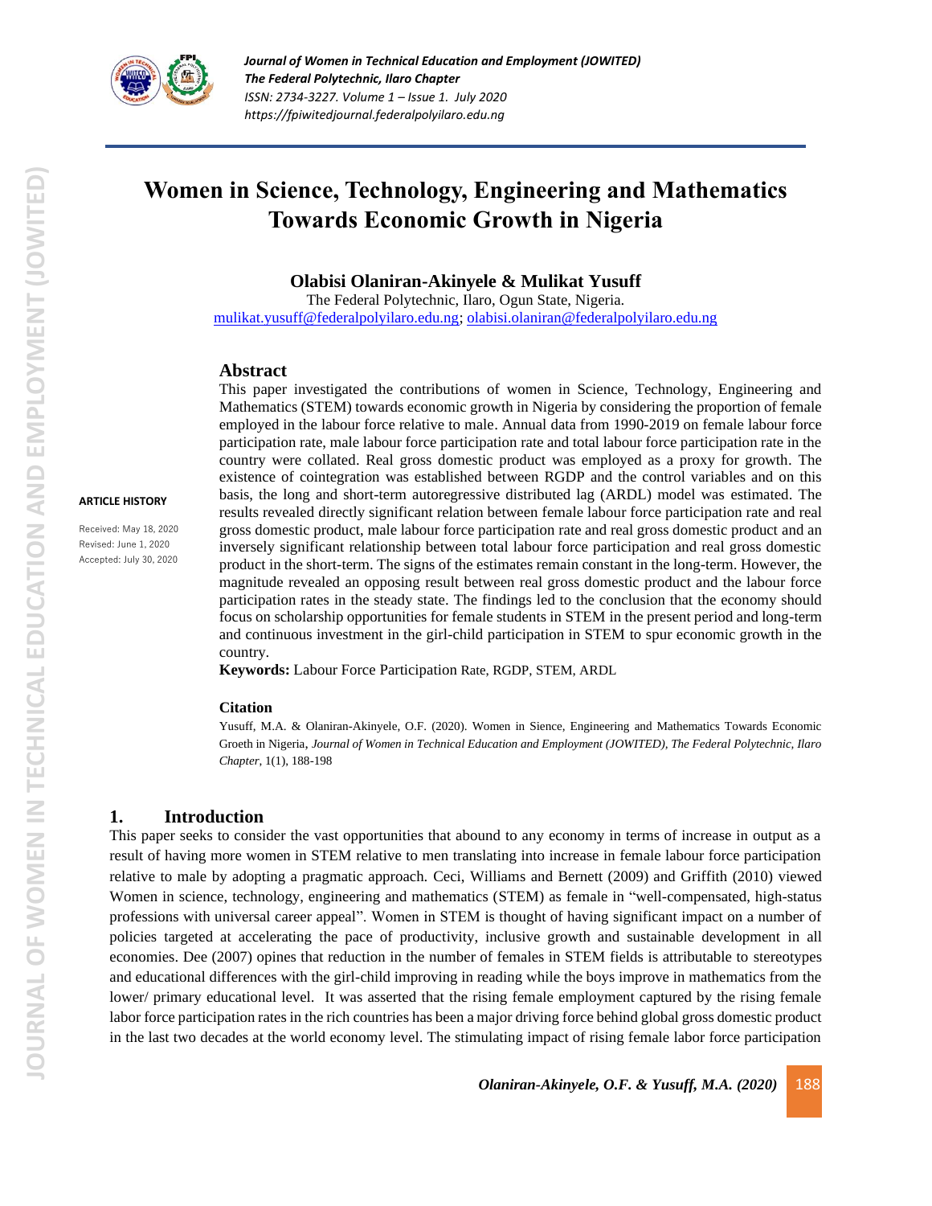# Women in Science, Technology, Engineering and Mathematics Towards Economic Growth in Nigeria

**Olabisi Olaniran-Akinyele & Mulikat Yusuff**

The Federal Polytechnic, Ilaro, Ogun State, Nigeria.
mulikat.yusuff@federalpolyilaro.edu.ng; olabisi.olaniran@federalpolyilaro.edu.ng

**ARTICLE HISTORY**

Received: May 18, 2020
Revised: June 1, 2020
Accepted: July 30, 2020

## Abstract

This paper investigated the contributions of women in Science, Technology, Engineering and Mathematics (STEM) towards economic growth in Nigeria by considering the proportion of female employed in the labour force relative to male. Annual data from 1990-2019 on female labour force participation rate, male labour force participation rate and total labour force participation rate in the country were collated. Real gross domestic product was employed as a proxy for growth. The existence of cointegration was established between RGDP and the control variables and on this basis, the long and short-term autoregressive distributed lag (ARDL) model was estimated. The results revealed directly significant relation between female labour force participation rate and real gross domestic product, male labour force participation rate and real gross domestic product and an inversely significant relationship between total labour force participation and real gross domestic product in the short-term. The signs of the estimates remain constant in the long-term. However, the magnitude revealed an opposing result between real gross domestic product and the labour force participation rates in the steady state. The findings led to the conclusion that the economy should focus on scholarship opportunities for female students in STEM in the present period and long-term and continuous investment in the girl-child participation in STEM to spur economic growth in the country.

**Keywords:** Labour Force Participation Rate, RGDP, STEM, ARDL

### Citation

Yusuff, M.A. & Olaniran-Akinyele, O.F. (2020). Women in Sience, Engineering and Mathematics Towards Economic Groeth in Nigeria, *Journal of Women in Technical Education and Employment (JOWITED), The Federal Polytechnic, Ilaro Chapter*, 1(1), 188-198

## 1. Introduction

This paper seeks to consider the vast opportunities that abound to any economy in terms of increase in output as a result of having more women in STEM relative to men translating into increase in female labour force participation relative to male by adopting a pragmatic approach. Ceci, Williams and Bernett (2009) and Griffith (2010) viewed Women in science, technology, engineering and mathematics (STEM) as female in "well-compensated, high-status professions with universal career appeal". Women in STEM is thought of having significant impact on a number of policies targeted at accelerating the pace of productivity, inclusive growth and sustainable development in all economies. Dee (2007) opines that reduction in the number of females in STEM fields is attributable to stereotypes and educational differences with the girl-child improving in reading while the boys improve in mathematics from the lower/ primary educational level. It was asserted that the rising female employment captured by the rising female labor force participation rates in the rich countries has been a major driving force behind global gross domestic product in the last two decades at the world economy level. The stimulating impact of rising female labor force participation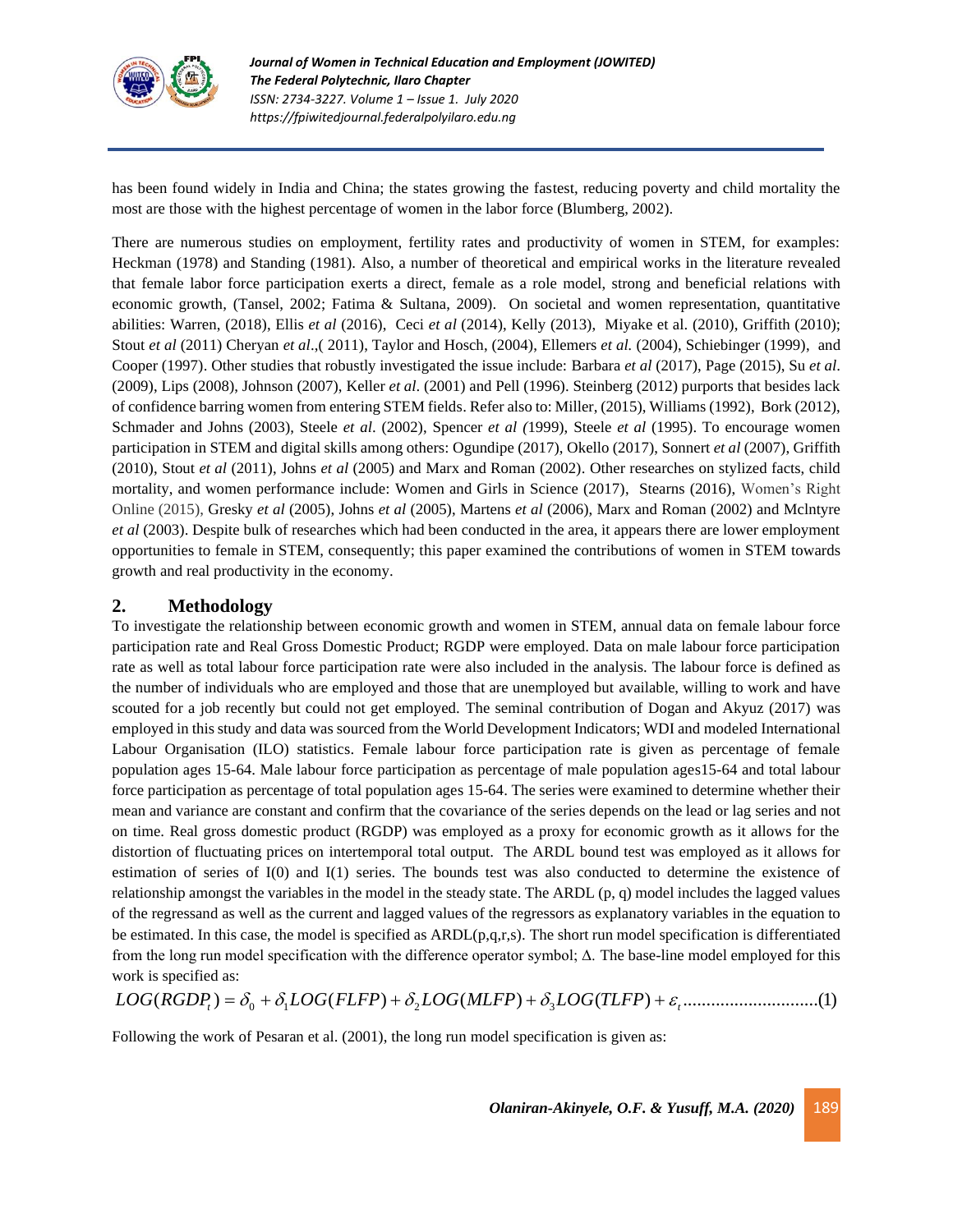has been found widely in India and China; the states growing the fastest, reducing poverty and child mortality the most are those with the highest percentage of women in the labor force (Blumberg, 2002).

There are numerous studies on employment, fertility rates and productivity of women in STEM, for examples: Heckman (1978) and Standing (1981). Also, a number of theoretical and empirical works in the literature revealed that female labor force participation exerts a direct, female as a role model, strong and beneficial relations with economic growth, (Tansel, 2002; Fatima & Sultana, 2009). On societal and women representation, quantitative abilities: Warren, (2018), Ellis *et al* (2016), Ceci *et al* (2014), Kelly (2013), Miyake et al. (2010), Griffith (2010); Stout *et al* (2011) Cheryan *et al*.,( 2011), Taylor and Hosch, (2004), Ellemers *et al.* (2004), Schiebinger (1999), and Cooper (1997). Other studies that robustly investigated the issue include: Barbara *et al* (2017), Page (2015), Su *et al*. (2009), Lips (2008), Johnson (2007), Keller *et al*. (2001) and Pell (1996). Steinberg (2012) purports that besides lack of confidence barring women from entering STEM fields. Refer also to: Miller, (2015), Williams (1992), Bork (2012), Schmader and Johns (2003), Steele *et al*. (2002), Spencer *et al (*1999), Steele *et al* (1995). To encourage women participation in STEM and digital skills among others: Ogundipe (2017), Okello (2017), Sonnert *et al* (2007), Griffith (2010), Stout *et al* (2011), Johns *et al* (2005) and Marx and Roman (2002). Other researches on stylized facts, child mortality, and women performance include: Women and Girls in Science (2017), Stearns (2016), Women's Right Online (2015), Gresky *et al* (2005), Johns *et al* (2005), Martens *et al* (2006), Marx and Roman (2002) and Mclntyre *et al* (2003). Despite bulk of researches which had been conducted in the area, it appears there are lower employment opportunities to female in STEM, consequently; this paper examined the contributions of women in STEM towards growth and real productivity in the economy.

## 2. Methodology

To investigate the relationship between economic growth and women in STEM, annual data on female labour force participation rate and Real Gross Domestic Product; RGDP were employed. Data on male labour force participation rate as well as total labour force participation rate were also included in the analysis. The labour force is defined as the number of individuals who are employed and those that are unemployed but available, willing to work and have scouted for a job recently but could not get employed. The seminal contribution of Dogan and Akyuz (2017) was employed in this study and data was sourced from the World Development Indicators; WDI and modeled International Labour Organisation (ILO) statistics. Female labour force participation rate is given as percentage of female population ages 15-64. Male labour force participation as percentage of male population ages15-64 and total labour force participation as percentage of total population ages 15-64. The series were examined to determine whether their mean and variance are constant and confirm that the covariance of the series depends on the lead or lag series and not on time. Real gross domestic product (RGDP) was employed as a proxy for economic growth as it allows for the distortion of fluctuating prices on intertemporal total output. The ARDL bound test was employed as it allows for estimation of series of I(0) and I(1) series. The bounds test was also conducted to determine the existence of relationship amongst the variables in the model in the steady state. The ARDL (p, q) model includes the lagged values of the regressand as well as the current and lagged values of the regressors as explanatory variables in the equation to be estimated. In this case, the model is specified as ARDL(p,q,r,s). The short run model specification is differentiated from the long run model specification with the difference operator symbol; Δ. The base-line model employed for this work is specified as:

$$LOG(RGDP_t) = \delta_0 + \delta_1 LOG(FLFP) + \delta_2 LOG(MLFP) + \delta_3 LOG(TLFP) + \varepsilon_t \quad (1)$$

Following the work of Pesaran et al. (2001), the long run model specification is given as: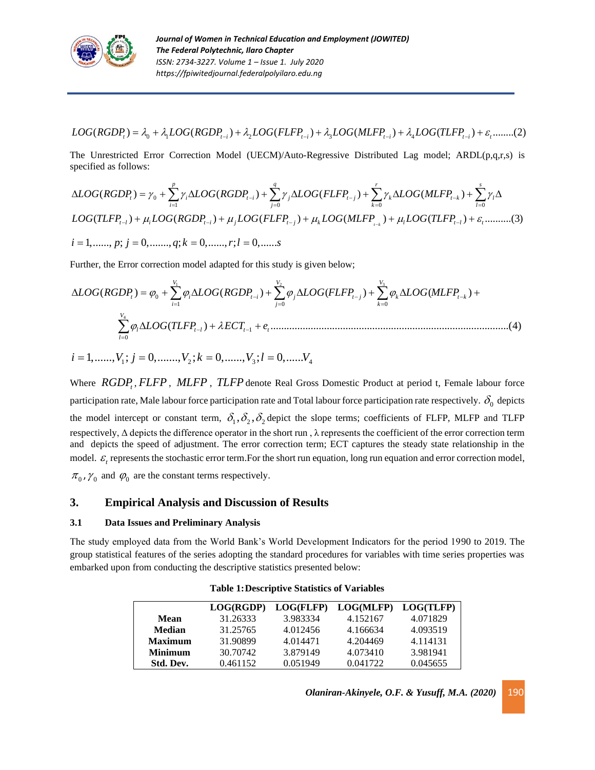$$LOG(RGDP_t) = \lambda_0 + \lambda_1 LOG(RGDP_{t-i}) + \lambda_2 LOG(FLFP_{t-i}) + \lambda_3 LOG(MLFP_{t-i}) + \lambda_4 LOG(TLFP_{t-i}) + \varepsilon_t ........(2)$$

The Unrestricted Error Correction Model (UECM)/Auto-Regressive Distributed Lag model; ARDL(p,q,r,s) is specified as follows:

$$\Delta LOG(RGDP_t) = \gamma_0 + \sum_{i=1}^{p} \gamma_i \Delta LOG(RGDP_{t-i}) + \sum_{j=0}^{q} \gamma_j \Delta LOG(FLFP_{t-j}) + \sum_{k=0}^{r} \gamma_k \Delta LOG(MLFP_{t-k}) + \sum_{l=0}^{s} \gamma_l \Delta$$
$$LOG(TLFP_{t-l}) + \mu_i LOG(RGDP_{t-i}) + \mu_j LOG(FLFP_{t-j}) + \mu_k LOG(MLFP_{t-k}) + \mu_l LOG(TLFP_{t-l}) + \varepsilon_t ..........(3)$$

$$i = 1, ......, p;\ j = 0, ......., q;\ k = 0, ......, r;\ l = 0, ......s$$

Further, the Error correction model adapted for this study is given below;

$$\Delta LOG(RGDP_t) = \varphi_0 + \sum_{i=1}^{V_1} \varphi_i \Delta LOG(RGDP_{t-i}) + \sum_{j=0}^{V_2} \varphi_j \Delta LOG(FLFP_{t-j}) + \sum_{k=0}^{V_3} \varphi_k \Delta LOG(MLFP_{t-k}) +$$
$$\sum_{l=0}^{V_4} \varphi_l \Delta LOG(TLFP_{t-l}) + \lambda ECT_{t-1} + e_t ..........................................................................................(4)$$

$$i = 1, ......, V_1;\ j = 0, ......., V_2;\ k = 0, ......, V_3;\ l = 0, ......V_4$$

Where $RGDP_t$, $FLFP$, $MLFP$, $TLFP$ denote Real Gross Domestic Product at period t, Female labour force participation rate, Male labour force participation rate and Total labour force participation rate respectively. $\delta_0$ depicts the model intercept or constant term, $\delta_1, \delta_2, \delta_2$ depict the slope terms; coefficients of FLFP, MLFP and TLFP respectively, Δ depicts the difference operator in the short run , λ represents the coefficient of the error correction term and depicts the speed of adjustment. The error correction term; ECT captures the steady state relationship in the model. $\varepsilon_t$ represents the stochastic error term.For the short run equation, long run equation and error correction model, $\pi_0$, $\gamma_0$ and $\varphi_0$ are the constant terms respectively.

## 3. Empirical Analysis and Discussion of Results

### 3.1 Data Issues and Preliminary Analysis

The study employed data from the World Bank's World Development Indicators for the period 1990 to 2019. The group statistical features of the series adopting the standard procedures for variables with time series properties was embarked upon from conducting the descriptive statistics presented below:

**Table 1: Descriptive Statistics of Variables**

| | LOG(RGDP) | LOG(FLFP) | LOG(MLFP) | LOG(TLFP) |
|---|---|---|---|---|
| **Mean** | 31.26333 | 3.983334 | 4.152167 | 4.071829 |
| **Median** | 31.25765 | 4.012456 | 4.166634 | 4.093519 |
| **Maximum** | 31.90899 | 4.014471 | 4.204469 | 4.114131 |
| **Minimum** | 30.70742 | 3.879149 | 4.073410 | 3.981941 |
| **Std. Dev.** | 0.461152 | 0.051949 | 0.041722 | 0.045655 |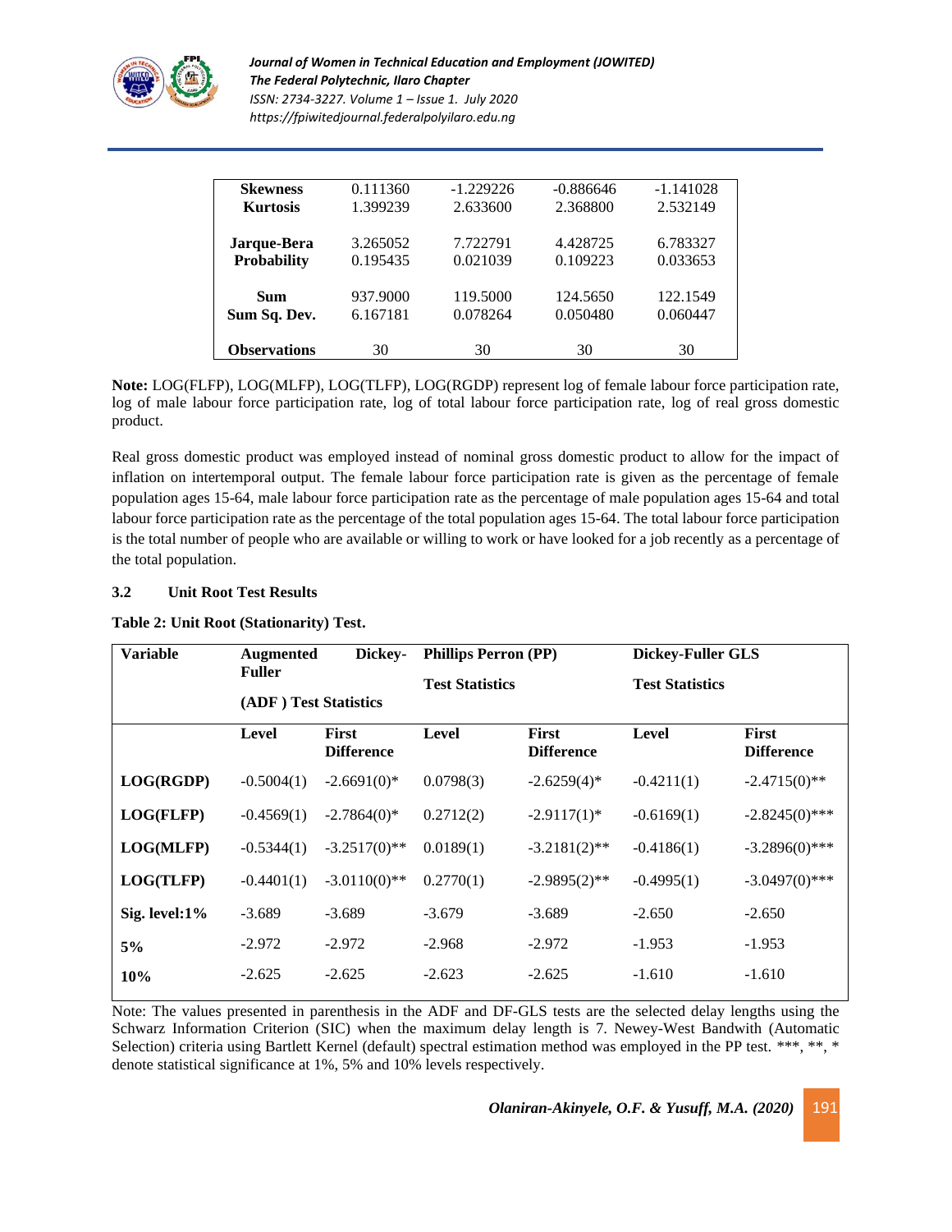| | | | | |
|---|---|---|---|---|
| **Skewness** | 0.111360 | -1.229226 | -0.886646 | -1.141028 |
| **Kurtosis** | 1.399239 | 2.633600 | 2.368800 | 2.532149 |
| **Jarque-Bera** | 3.265052 | 7.722791 | 4.428725 | 6.783327 |
| **Probability** | 0.195435 | 0.021039 | 0.109223 | 0.033653 |
| **Sum** | 937.9000 | 119.5000 | 124.5650 | 122.1549 |
| **Sum Sq. Dev.** | 6.167181 | 0.078264 | 0.050480 | 0.060447 |
| **Observations** | 30 | 30 | 30 | 30 |

**Note:** LOG(FLFP), LOG(MLFP), LOG(TLFP), LOG(RGDP) represent log of female labour force participation rate, log of male labour force participation rate, log of total labour force participation rate, log of real gross domestic product.

Real gross domestic product was employed instead of nominal gross domestic product to allow for the impact of inflation on intertemporal output. The female labour force participation rate is given as the percentage of female population ages 15-64, male labour force participation rate as the percentage of male population ages 15-64 and total labour force participation rate as the percentage of the total population ages 15-64. The total labour force participation is the total number of people who are available or willing to work or have looked for a job recently as a percentage of the total population.

### 3.2 Unit Root Test Results

**Table 2: Unit Root (Stationarity) Test.**

| **Variable** | **Augmented Dickey-Fuller (ADF) Test Statistics** | | **Phillips Perron (PP) Test Statistics** | | **Dickey-Fuller GLS Test Statistics** | |
|---|---|---|---|---|---|---|
| | **Level** | **First Difference** | **Level** | **First Difference** | **Level** | **First Difference** |
| **LOG(RGDP)** | -0.5004(1) | -2.6691(0)* | 0.0798(3) | -2.6259(4)* | -0.4211(1) | -2.4715(0)** |
| **LOG(FLFP)** | -0.4569(1) | -2.7864(0)* | 0.2712(2) | -2.9117(1)* | -0.6169(1) | -2.8245(0)*** |
| **LOG(MLFP)** | -0.5344(1) | -3.2517(0)** | 0.0189(1) | -3.2181(2)** | -0.4186(1) | -3.2896(0)*** |
| **LOG(TLFP)** | -0.4401(1) | -3.0110(0)** | 0.2770(1) | -2.9895(2)** | -0.4995(1) | -3.0497(0)*** |
| **Sig. level:1%** | -3.689 | -3.689 | -3.679 | -3.689 | -2.650 | -2.650 |
| **5%** | -2.972 | -2.972 | -2.968 | -2.972 | -1.953 | -1.953 |
| **10%** | -2.625 | -2.625 | -2.623 | -2.625 | -1.610 | -1.610 |

Note: The values presented in parenthesis in the ADF and DF-GLS tests are the selected delay lengths using the Schwarz Information Criterion (SIC) when the maximum delay length is 7. Newey-West Bandwith (Automatic Selection) criteria using Bartlett Kernel (default) spectral estimation method was employed in the PP test. ***, **, * denote statistical significance at 1%, 5% and 10% levels respectively.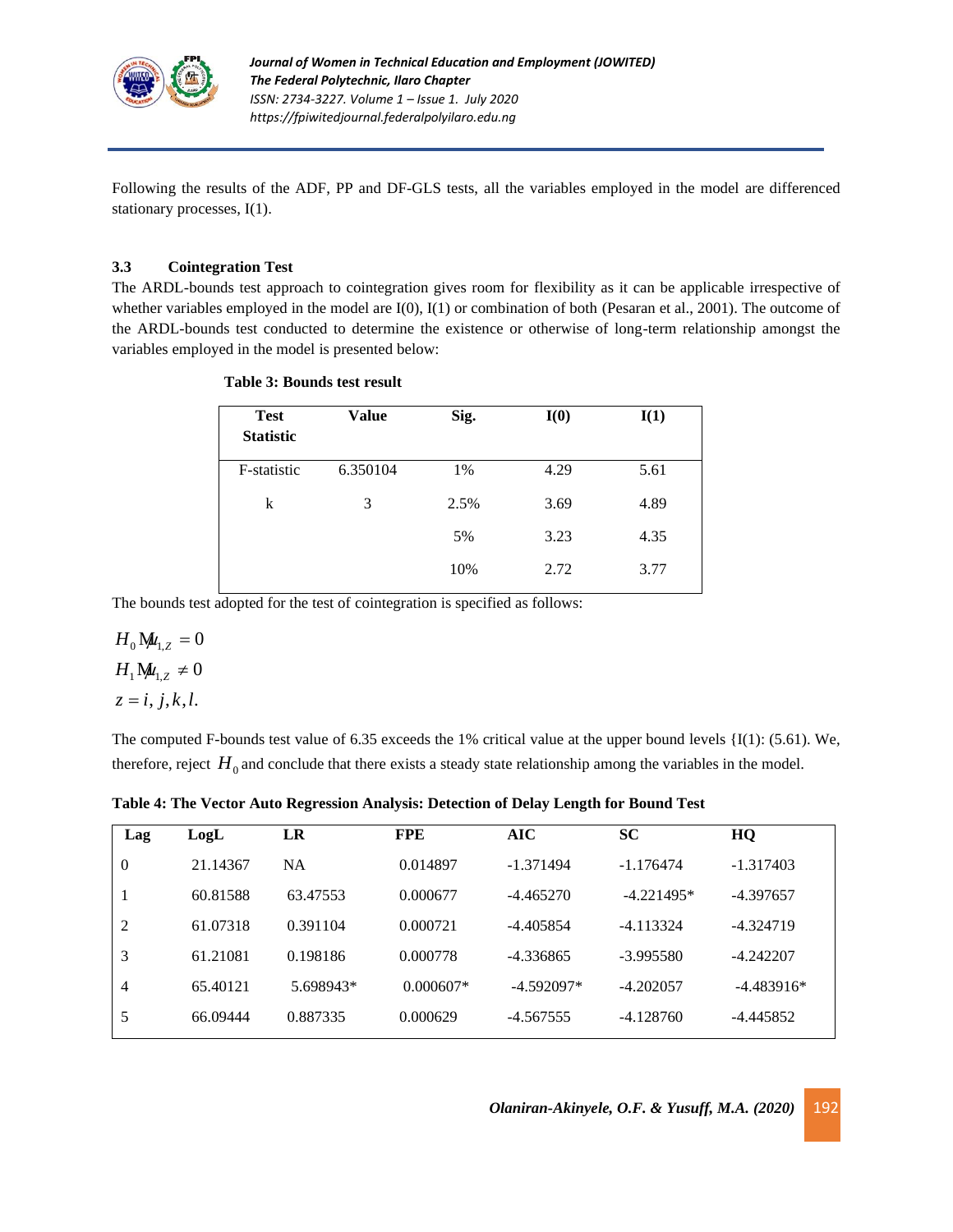Following the results of the ADF, PP and DF-GLS tests, all the variables employed in the model are differenced stationary processes, I(1).

### 3.3 Cointegration Test

The ARDL-bounds test approach to cointegration gives room for flexibility as it can be applicable irrespective of whether variables employed in the model are I(0), I(1) or combination of both (Pesaran et al., 2001). The outcome of the ARDL-bounds test conducted to determine the existence or otherwise of long-term relationship amongst the variables employed in the model is presented below:

**Table 3: Bounds test result**

| Test Statistic | Value | Sig. | I(0) | I(1) |
|---|---|---|---|---|
| F-statistic | 6.350104 | 1% | 4.29 | 5.61 |
| k | 3 | 2.5% | 3.69 | 4.89 |
| | | 5% | 3.23 | 4.35 |
| | | 10% | 2.72 | 3.77 |

The bounds test adopted for the test of cointegration is specified as follows:

$$H_0 \colon \mu_{1,Z} = 0$$
$$H_1 \colon \mu_{1,Z} \neq 0$$
$$z = i, j, k, l.$$

The computed F-bounds test value of 6.35 exceeds the 1% critical value at the upper bound levels {I(1): (5.61). We, therefore, reject $H_0$ and conclude that there exists a steady state relationship among the variables in the model.

**Table 4: The Vector Auto Regression Analysis: Detection of Delay Length for Bound Test**

| Lag | LogL | LR | FPE | AIC | SC | HQ |
|---|---|---|---|---|---|---|
| 0 | 21.14367 | NA | 0.014897 | -1.371494 | -1.176474 | -1.317403 |
| 1 | 60.81588 | 63.47553 | 0.000677 | -4.465270 | -4.221495* | -4.397657 |
| 2 | 61.07318 | 0.391104 | 0.000721 | -4.405854 | -4.113324 | -4.324719 |
| 3 | 61.21081 | 0.198186 | 0.000778 | -4.336865 | -3.995580 | -4.242207 |
| 4 | 65.40121 | 5.698943* | 0.000607* | -4.592097* | -4.202057 | -4.483916* |
| 5 | 66.09444 | 0.887335 | 0.000629 | -4.567555 | -4.128760 | -4.445852 |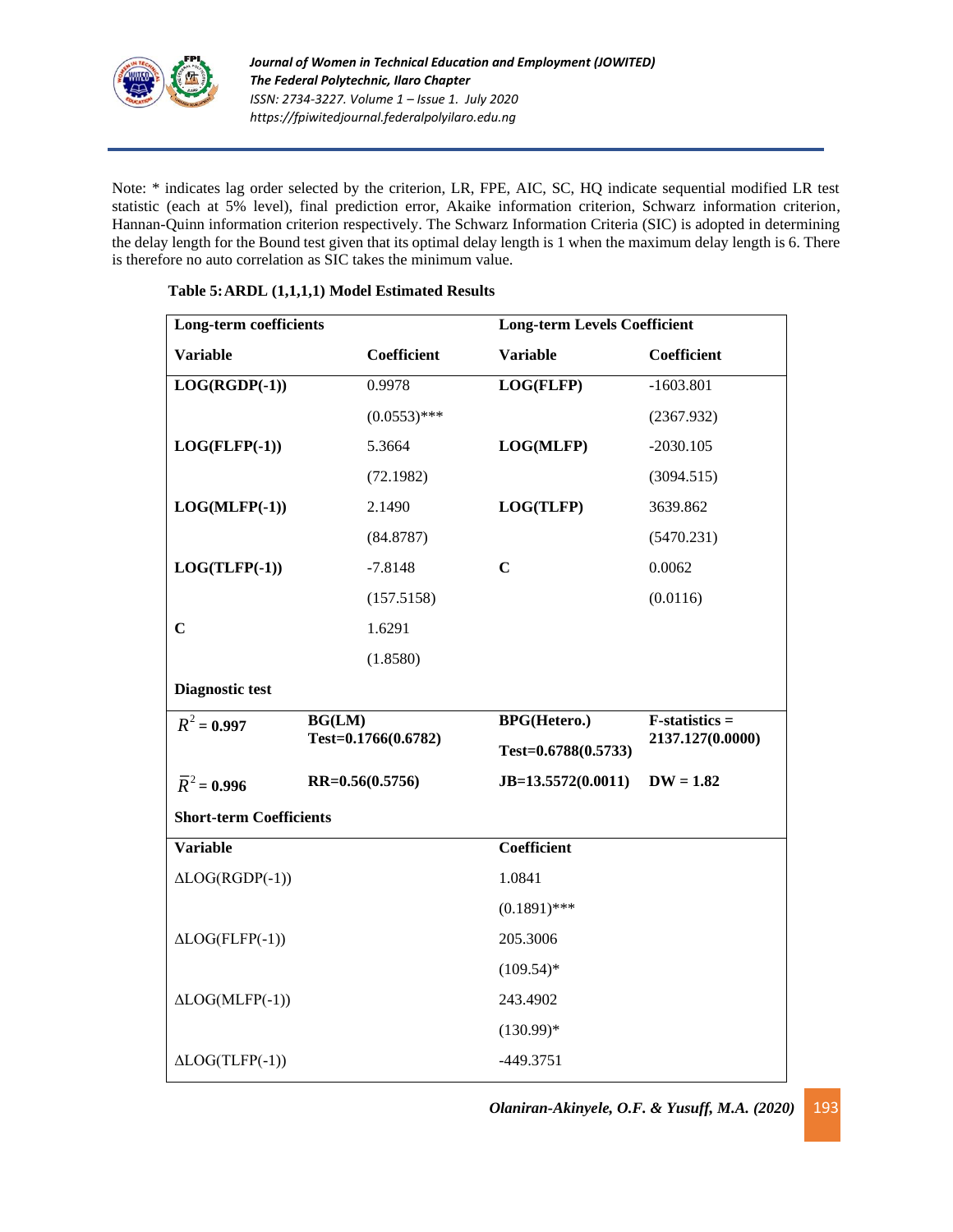Note: * indicates lag order selected by the criterion, LR, FPE, AIC, SC, HQ indicate sequential modified LR test statistic (each at 5% level), final prediction error, Akaike information criterion, Schwarz information criterion, Hannan-Quinn information criterion respectively. The Schwarz Information Criteria (SIC) is adopted in determining the delay length for the Bound test given that its optimal delay length is 1 when the maximum delay length is 6. There is therefore no auto correlation as SIC takes the minimum value.

**Table 5: ARDL (1,1,1,1) Model Estimated Results**

| **Long-term coefficients** | | **Long-term Levels Coefficient** | |
|---|---|---|---|
| **Variable** | **Coefficient** | **Variable** | **Coefficient** |
| **LOG(RGDP(-1))** | 0.9978 | **LOG(FLFP)** | -1603.801 |
| | (0.0553)*** | | (2367.932) |
| **LOG(FLFP(-1))** | 5.3664 | **LOG(MLFP)** | -2030.105 |
| | (72.1982) | | (3094.515) |
| **LOG(MLFP(-1))** | 2.1490 | **LOG(TLFP)** | 3639.862 |
| | (84.8787) | | (5470.231) |
| **LOG(TLFP(-1))** | -7.8148 | **C** | 0.0062 |
| | (157.5158) | | (0.0116) |
| **C** | 1.6291 | | |
| | (1.8580) | | |
| **Diagnostic test** | | | |
| $R^2$ **= 0.997** | **BG(LM) Test=0.1766(0.6782)** | **BPG(Hetero.) Test=0.6788(0.5733)** | **F-statistics = 2137.127(0.0000)** |
| $\bar{R}^2$ **= 0.996** | **RR=0.56(0.5756)** | **JB=13.5572(0.0011)** | **DW = 1.82** |
| **Short-term Coefficients** | | | |
| **Variable** | | **Coefficient** | |
| ΔLOG(RGDP(-1)) | | 1.0841 | |
| | | (0.1891)*** | |
| ΔLOG(FLFP(-1)) | | 205.3006 | |
| | | (109.54)* | |
| ΔLOG(MLFP(-1)) | | 243.4902 | |
| | | (130.99)* | |
| ΔLOG(TLFP(-1)) | | -449.3751 | |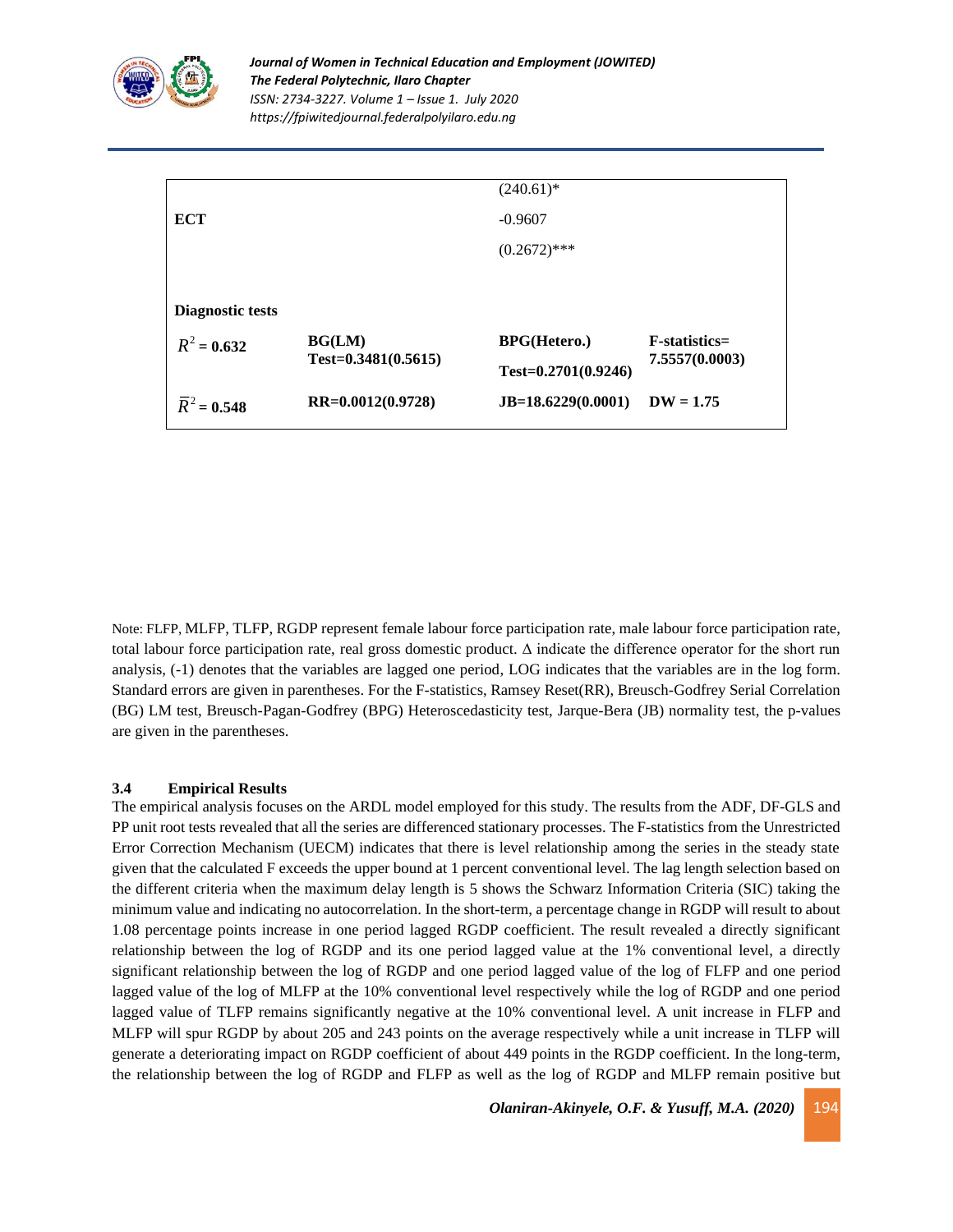| | | | |
|---|---|---|---|
| | | (240.61)* | |
| **ECT** | | -0.9607 | |
| | | (0.2672)*** | |
| **Diagnostic tests** | | | |
| $R^2$ **= 0.632** | **BG(LM) Test=0.3481(0.5615)** | **BPG(Hetero.) Test=0.2701(0.9246)** | **F-statistics= 7.5557(0.0003)** |
| $\bar{R}^2$ **= 0.548** | **RR=0.0012(0.9728)** | **JB=18.6229(0.0001)** | **DW = 1.75** |

Note: FLFP, MLFP, TLFP, RGDP represent female labour force participation rate, male labour force participation rate, total labour force participation rate, real gross domestic product. Δ indicate the difference operator for the short run analysis, (-1) denotes that the variables are lagged one period, LOG indicates that the variables are in the log form. Standard errors are given in parentheses. For the F-statistics, Ramsey Reset(RR), Breusch-Godfrey Serial Correlation (BG) LM test, Breusch-Pagan-Godfrey (BPG) Heteroscedasticity test, Jarque-Bera (JB) normality test, the p-values are given in the parentheses.

### 3.4 Empirical Results

The empirical analysis focuses on the ARDL model employed for this study. The results from the ADF, DF-GLS and PP unit root tests revealed that all the series are differenced stationary processes. The F-statistics from the Unrestricted Error Correction Mechanism (UECM) indicates that there is level relationship among the series in the steady state given that the calculated F exceeds the upper bound at 1 percent conventional level. The lag length selection based on the different criteria when the maximum delay length is 5 shows the Schwarz Information Criteria (SIC) taking the minimum value and indicating no autocorrelation. In the short-term, a percentage change in RGDP will result to about 1.08 percentage points increase in one period lagged RGDP coefficient. The result revealed a directly significant relationship between the log of RGDP and its one period lagged value at the 1% conventional level, a directly significant relationship between the log of RGDP and one period lagged value of the log of FLFP and one period lagged value of the log of MLFP at the 10% conventional level respectively while the log of RGDP and one period lagged value of TLFP remains significantly negative at the 10% conventional level. A unit increase in FLFP and MLFP will spur RGDP by about 205 and 243 points on the average respectively while a unit increase in TLFP will generate a deteriorating impact on RGDP coefficient of about 449 points in the RGDP coefficient. In the long-term, the relationship between the log of RGDP and FLFP as well as the log of RGDP and MLFP remain positive but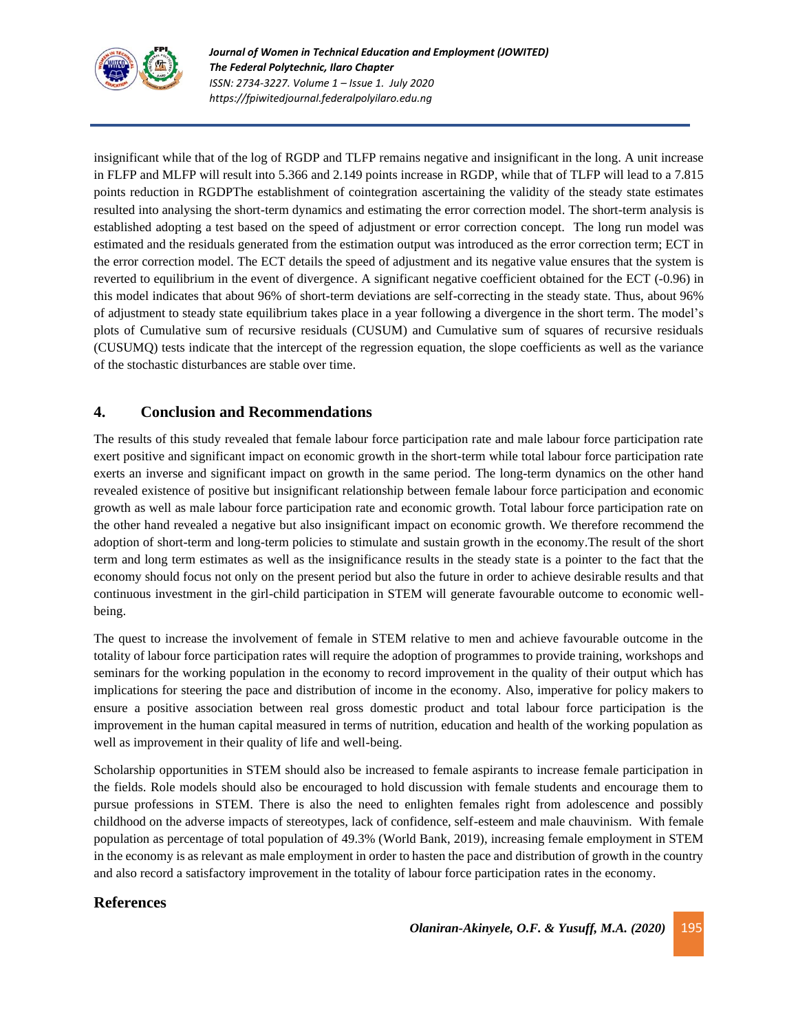insignificant while that of the log of RGDP and TLFP remains negative and insignificant in the long. A unit increase in FLFP and MLFP will result into 5.366 and 2.149 points increase in RGDP, while that of TLFP will lead to a 7.815 points reduction in RGDPThe establishment of cointegration ascertaining the validity of the steady state estimates resulted into analysing the short-term dynamics and estimating the error correction model. The short-term analysis is established adopting a test based on the speed of adjustment or error correction concept. The long run model was estimated and the residuals generated from the estimation output was introduced as the error correction term; ECT in the error correction model. The ECT details the speed of adjustment and its negative value ensures that the system is reverted to equilibrium in the event of divergence. A significant negative coefficient obtained for the ECT (-0.96) in this model indicates that about 96% of short-term deviations are self-correcting in the steady state. Thus, about 96% of adjustment to steady state equilibrium takes place in a year following a divergence in the short term. The model's plots of Cumulative sum of recursive residuals (CUSUM) and Cumulative sum of squares of recursive residuals (CUSUMQ) tests indicate that the intercept of the regression equation, the slope coefficients as well as the variance of the stochastic disturbances are stable over time.

## 4. Conclusion and Recommendations

The results of this study revealed that female labour force participation rate and male labour force participation rate exert positive and significant impact on economic growth in the short-term while total labour force participation rate exerts an inverse and significant impact on growth in the same period. The long-term dynamics on the other hand revealed existence of positive but insignificant relationship between female labour force participation and economic growth as well as male labour force participation rate and economic growth. Total labour force participation rate on the other hand revealed a negative but also insignificant impact on economic growth. We therefore recommend the adoption of short-term and long-term policies to stimulate and sustain growth in the economy.The result of the short term and long term estimates as well as the insignificance results in the steady state is a pointer to the fact that the economy should focus not only on the present period but also the future in order to achieve desirable results and that continuous investment in the girl-child participation in STEM will generate favourable outcome to economic well-being.

The quest to increase the involvement of female in STEM relative to men and achieve favourable outcome in the totality of labour force participation rates will require the adoption of programmes to provide training, workshops and seminars for the working population in the economy to record improvement in the quality of their output which has implications for steering the pace and distribution of income in the economy. Also, imperative for policy makers to ensure a positive association between real gross domestic product and total labour force participation is the improvement in the human capital measured in terms of nutrition, education and health of the working population as well as improvement in their quality of life and well-being.

Scholarship opportunities in STEM should also be increased to female aspirants to increase female participation in the fields. Role models should also be encouraged to hold discussion with female students and encourage them to pursue professions in STEM. There is also the need to enlighten females right from adolescence and possibly childhood on the adverse impacts of stereotypes, lack of confidence, self-esteem and male chauvinism. With female population as percentage of total population of 49.3% (World Bank, 2019), increasing female employment in STEM in the economy is as relevant as male employment in order to hasten the pace and distribution of growth in the country and also record a satisfactory improvement in the totality of labour force participation rates in the economy.

## References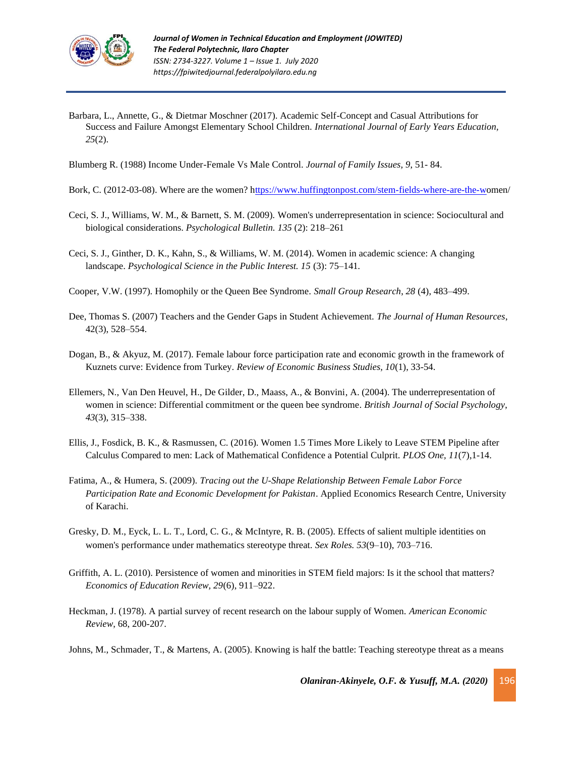Barbara, L., Annette, G., & Dietmar Moschner (2017). Academic Self-Concept and Casual Attributions for Success and Failure Amongst Elementary School Children. *International Journal of Early Years Education, 25*(2).

Blumberg R. (1988) Income Under-Female Vs Male Control. *Journal of Family Issues, 9*, 51- 84.

Bork, C. (2012-03-08). Where are the women? https://www.huffingtonpost.com/stem-fields-where-are-the-women/

Ceci, S. J., Williams, W. M., & Barnett, S. M. (2009). Women's underrepresentation in science: Sociocultural and biological considerations. *Psychological Bulletin. 135* (2): 218–261

Ceci, S. J., Ginther, D. K., Kahn, S., & Williams, W. M. (2014). Women in academic science: A changing landscape. *Psychological Science in the Public Interest. 15* (3): 75–141.

Cooper, V.W. (1997). Homophily or the Queen Bee Syndrome. *Small Group Research, 28* (4), 483–499.

Dee, Thomas S. (2007) Teachers and the Gender Gaps in Student Achievement. *The Journal of Human Resources*, 42(3), 528–554.

Dogan, B., & Akyuz, M. (2017). Female labour force participation rate and economic growth in the framework of Kuznets curve: Evidence from Turkey. *Review of Economic Business Studies, 10*(1), 33-54.

Ellemers, N., Van Den Heuvel, H., De Gilder, D., Maass, A., & Bonvini, A. (2004). The underrepresentation of women in science: Differential commitment or the queen bee syndrome. *British Journal of Social Psychology, 43*(3), 315–338.

Ellis, J., Fosdick, B. K., & Rasmussen, C. (2016). Women 1.5 Times More Likely to Leave STEM Pipeline after Calculus Compared to men: Lack of Mathematical Confidence a Potential Culprit. *PLOS One, 11*(7),1-14.

Fatima, A., & Humera, S. (2009). *Tracing out the U-Shape Relationship Between Female Labor Force Participation Rate and Economic Development for Pakistan*. Applied Economics Research Centre, University of Karachi.

Gresky, D. M., Eyck, L. L. T., Lord, C. G., & McIntyre, R. B. (2005). Effects of salient multiple identities on women's performance under mathematics stereotype threat. *Sex Roles. 53*(9–10), 703–716.

Griffith, A. L. (2010). Persistence of women and minorities in STEM field majors: Is it the school that matters? *Economics of Education Review, 29*(6), 911–922.

Heckman, J. (1978). A partial survey of recent research on the labour supply of Women. *American Economic Review*, 68, 200-207.

Johns, M., Schmader, T., & Martens, A. (2005). Knowing is half the battle: Teaching stereotype threat as a means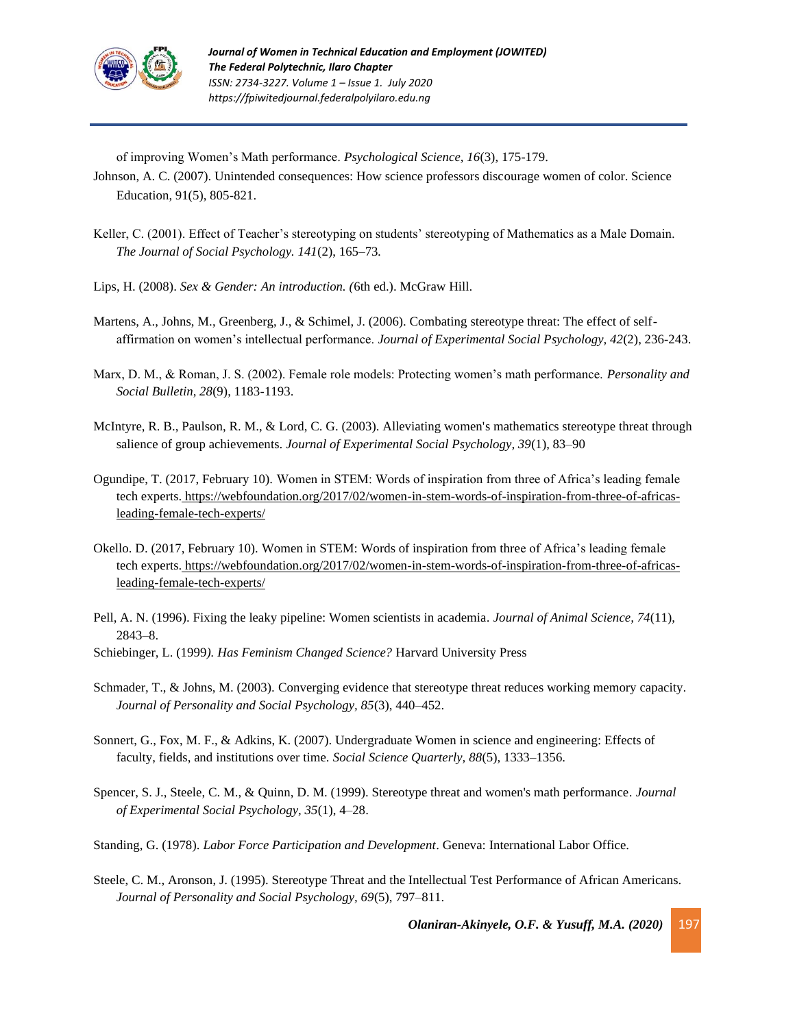of improving Women's Math performance. *Psychological Science*, *16*(3), 175-179.

Johnson, A. C. (2007). Unintended consequences: How science professors discourage women of color. Science Education, 91(5), 805-821.

Keller, C. (2001). Effect of Teacher's stereotyping on students' stereotyping of Mathematics as a Male Domain. *The Journal of Social Psychology. 141*(2), 165–73.

Lips, H. (2008). *Sex & Gender: An introduction. (*6th ed.). McGraw Hill.

Martens, A., Johns, M., Greenberg, J., & Schimel, J. (2006). Combating stereotype threat: The effect of self-affirmation on women's intellectual performance. *Journal of Experimental Social Psychology, 42*(2), 236-243.

Marx, D. M., & Roman, J. S. (2002). Female role models: Protecting women's math performance. *Personality and Social Bulletin, 28*(9), 1183-1193.

McIntyre, R. B., Paulson, R. M., & Lord, C. G. (2003). Alleviating women's mathematics stereotype threat through salience of group achievements. *Journal of Experimental Social Psychology, 39*(1), 83–90

Ogundipe, T. (2017, February 10). Women in STEM: Words of inspiration from three of Africa's leading female tech experts. https://webfoundation.org/2017/02/women-in-stem-words-of-inspiration-from-three-of-africas-leading-female-tech-experts/

Okello. D. (2017, February 10). Women in STEM: Words of inspiration from three of Africa's leading female tech experts. https://webfoundation.org/2017/02/women-in-stem-words-of-inspiration-from-three-of-africas-leading-female-tech-experts/

Pell, A. N. (1996). Fixing the leaky pipeline: Women scientists in academia. *Journal of Animal Science, 74*(11), 2843–8.

Schiebinger, L. (1999*). Has Feminism Changed Science?* Harvard University Press

Schmader, T., & Johns, M. (2003). Converging evidence that stereotype threat reduces working memory capacity. *Journal of Personality and Social Psychology, 85*(3), 440–452.

Sonnert, G., Fox, M. F., & Adkins, K. (2007). Undergraduate Women in science and engineering: Effects of faculty, fields, and institutions over time. *Social Science Quarterly, 88*(5), 1333–1356.

Spencer, S. J., Steele, C. M., & Quinn, D. M. (1999). Stereotype threat and women's math performance. *Journal of Experimental Social Psychology*, *35*(1), 4–28.

Standing, G. (1978). *Labor Force Participation and Development*. Geneva: International Labor Office.

Steele, C. M., Aronson, J. (1995). Stereotype Threat and the Intellectual Test Performance of African Americans. *Journal of Personality and Social Psychology, 69*(5), 797–811.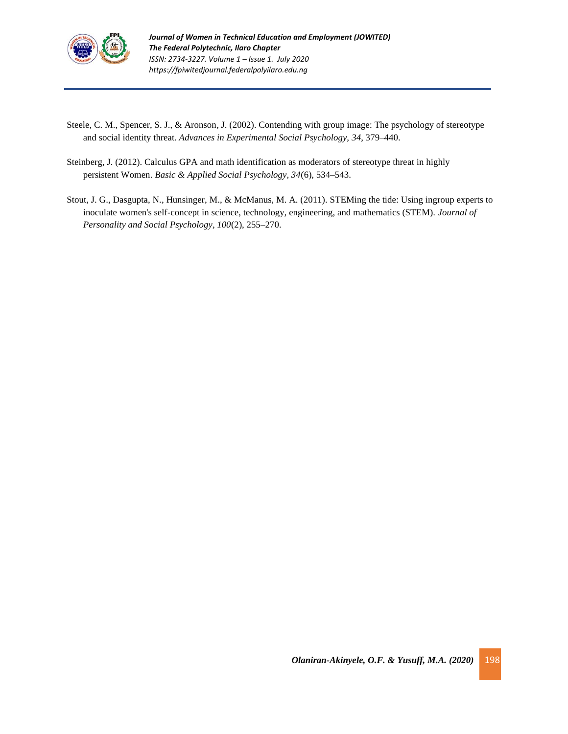Steele, C. M., Spencer, S. J., & Aronson, J. (2002). Contending with group image: The psychology of stereotype and social identity threat. *Advances in Experimental Social Psychology, 34*, 379–440.

Steinberg, J. (2012). Calculus GPA and math identification as moderators of stereotype threat in highly persistent Women. *Basic & Applied Social Psychology, 34*(6), 534–543.

Stout, J. G., Dasgupta, N., Hunsinger, M., & McManus, M. A. (2011). STEMing the tide: Using ingroup experts to inoculate women's self-concept in science, technology, engineering, and mathematics (STEM). *Journal of Personality and Social Psychology, 100*(2), 255–270.